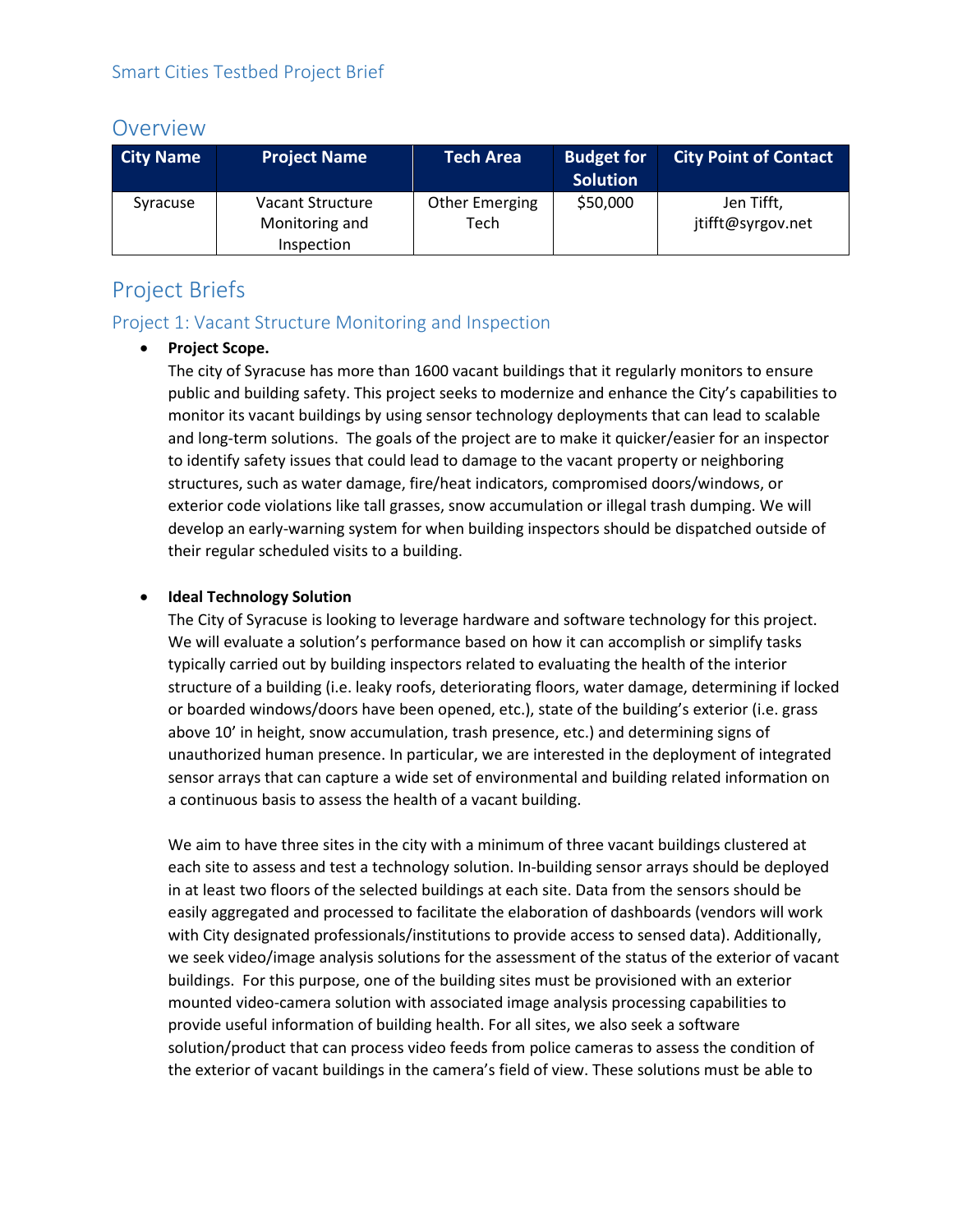Smart Cities Testbed Project Brief

## Overview

| City Name | Project Name | Tech Area | Budget for Solution | City Point of Contact |
|---|---|---|---|---|
| Syracuse | Vacant Structure Monitoring and Inspection | Other Emerging Tech | $50,000 | Jen Tifft, jtifft@syrgov.net |

## Project Briefs

### Project 1: Vacant Structure Monitoring and Inspection

- **Project Scope.**
  The city of Syracuse has more than 1600 vacant buildings that it regularly monitors to ensure public and building safety. This project seeks to modernize and enhance the City's capabilities to monitor its vacant buildings by using sensor technology deployments that can lead to scalable and long-term solutions. The goals of the project are to make it quicker/easier for an inspector to identify safety issues that could lead to damage to the vacant property or neighboring structures, such as water damage, fire/heat indicators, compromised doors/windows, or exterior code violations like tall grasses, snow accumulation or illegal trash dumping. We will develop an early-warning system for when building inspectors should be dispatched outside of their regular scheduled visits to a building.

- **Ideal Technology Solution**
  The City of Syracuse is looking to leverage hardware and software technology for this project. We will evaluate a solution's performance based on how it can accomplish or simplify tasks typically carried out by building inspectors related to evaluating the health of the interior structure of a building (i.e. leaky roofs, deteriorating floors, water damage, determining if locked or boarded windows/doors have been opened, etc.), state of the building's exterior (i.e. grass above 10' in height, snow accumulation, trash presence, etc.) and determining signs of unauthorized human presence. In particular, we are interested in the deployment of integrated sensor arrays that can capture a wide set of environmental and building related information on a continuous basis to assess the health of a vacant building.

  We aim to have three sites in the city with a minimum of three vacant buildings clustered at each site to assess and test a technology solution. In-building sensor arrays should be deployed in at least two floors of the selected buildings at each site. Data from the sensors should be easily aggregated and processed to facilitate the elaboration of dashboards (vendors will work with City designated professionals/institutions to provide access to sensed data). Additionally, we seek video/image analysis solutions for the assessment of the status of the exterior of vacant buildings. For this purpose, one of the building sites must be provisioned with an exterior mounted video-camera solution with associated image analysis processing capabilities to provide useful information of building health. For all sites, we also seek a software solution/product that can process video feeds from police cameras to assess the condition of the exterior of vacant buildings in the camera's field of view. These solutions must be able to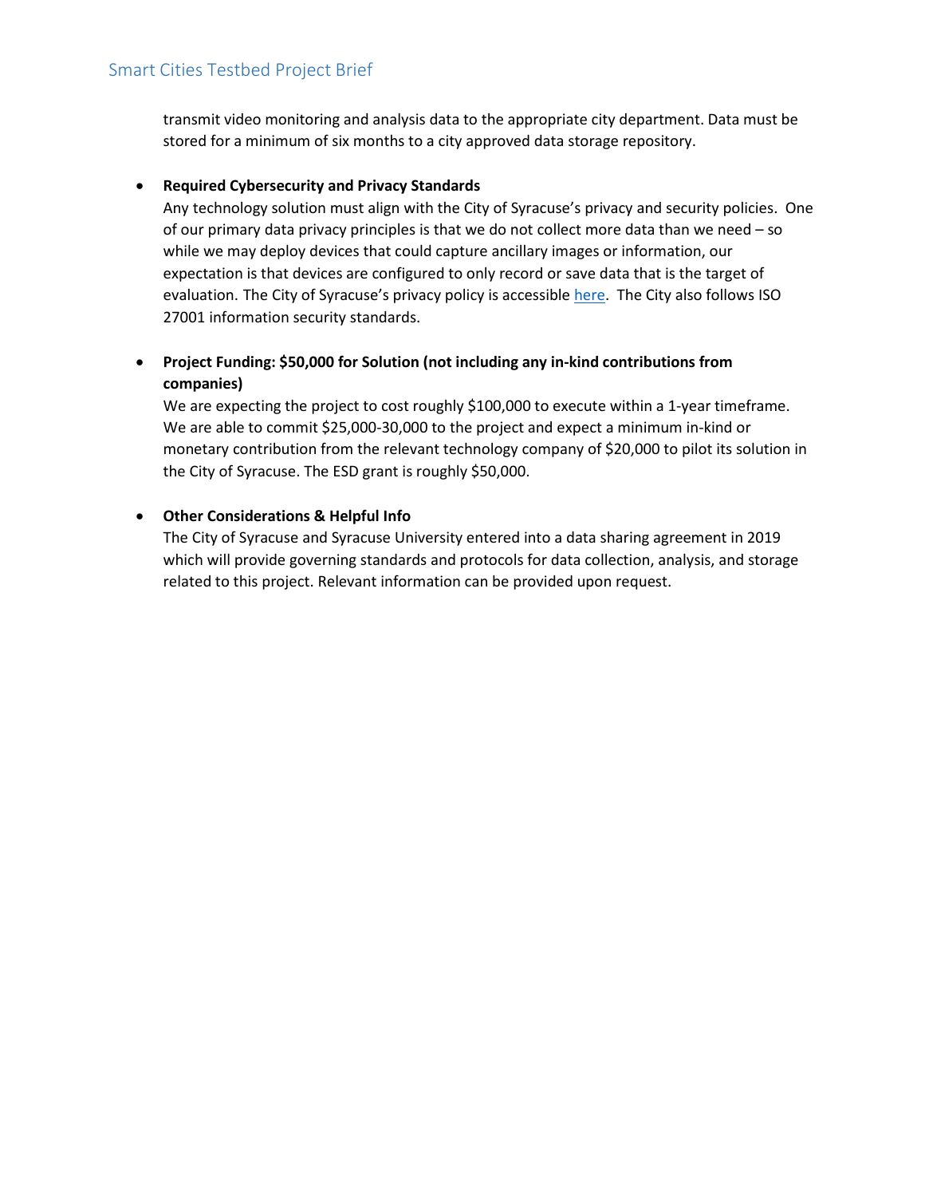transmit video monitoring and analysis data to the appropriate city department. Data must be stored for a minimum of six months to a city approved data storage repository.

- **Required Cybersecurity and Privacy Standards**
  Any technology solution must align with the City of Syracuse's privacy and security policies. One of our primary data privacy principles is that we do not collect more data than we need – so while we may deploy devices that could capture ancillary images or information, our expectation is that devices are configured to only record or save data that is the target of evaluation. The City of Syracuse's privacy policy is accessible here. The City also follows ISO 27001 information security standards.

- **Project Funding: $50,000 for Solution (not including any in-kind contributions from companies)**
  We are expecting the project to cost roughly $100,000 to execute within a 1-year timeframe. We are able to commit $25,000-30,000 to the project and expect a minimum in-kind or monetary contribution from the relevant technology company of $20,000 to pilot its solution in the City of Syracuse. The ESD grant is roughly $50,000.

- **Other Considerations & Helpful Info**
  The City of Syracuse and Syracuse University entered into a data sharing agreement in 2019 which will provide governing standards and protocols for data collection, analysis, and storage related to this project. Relevant information can be provided upon request.